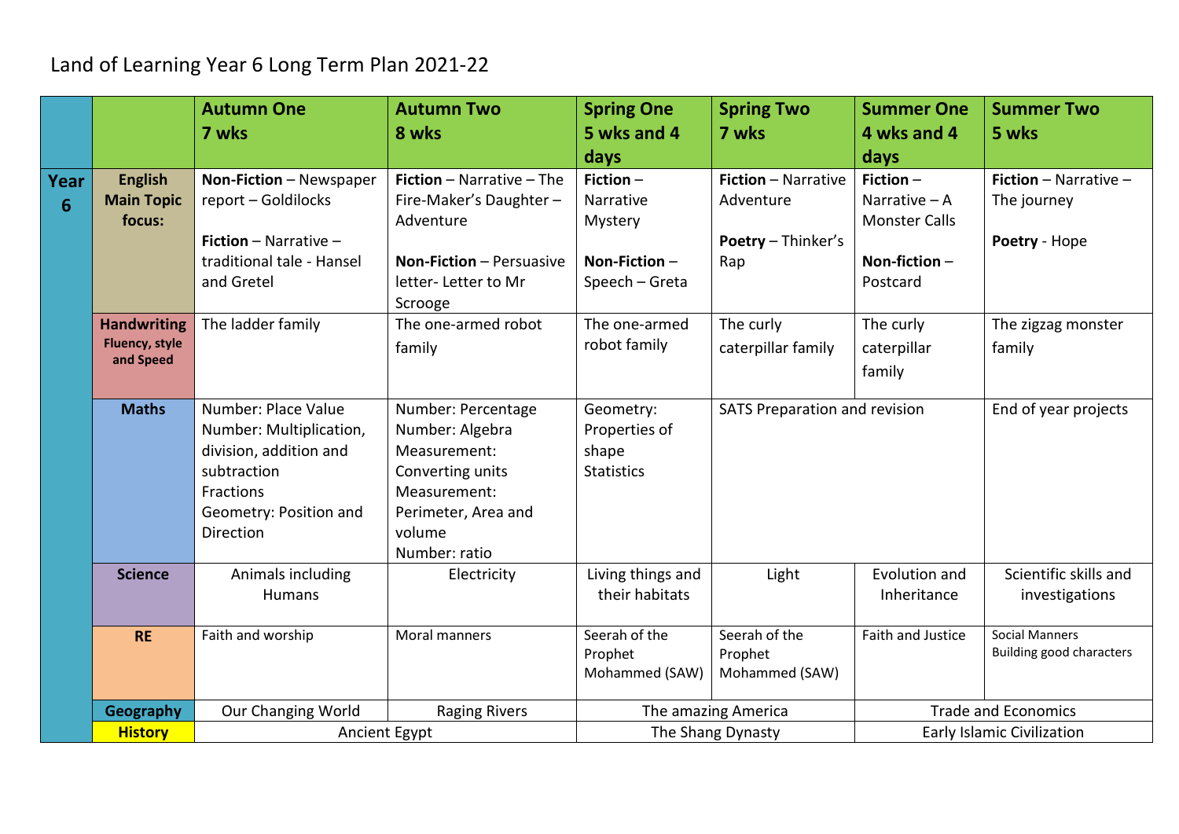# Land of Learning Year 6 Long Term Plan 2021-22

| | | **Autumn One 7 wks** | **Autumn Two 8 wks** | **Spring One 5 wks and 4 days** | **Spring Two 7 wks** | **Summer One 4 wks and 4 days** | **Summer Two 5 wks** |
|---|---|---|---|---|---|---|---|
| **Year 6** | **English Main Topic focus:** | **Non-Fiction** – Newspaper report – Goldilocks<br><br>**Fiction** – Narrative – traditional tale - Hansel and Gretel | **Fiction** – Narrative – The Fire-Maker's Daughter – Adventure<br><br>**Non-Fiction** – Persuasive letter- Letter to Mr Scrooge | **Fiction** – Narrative Mystery<br><br>**Non-Fiction** – Speech – Greta | **Fiction** – Narrative Adventure<br><br>**Poetry** – Thinker's Rap | **Fiction** – Narrative – A Monster Calls<br><br>**Non-fiction** – Postcard | **Fiction** – Narrative – The journey<br><br>**Poetry** - Hope |
| | **Handwriting** Fluency, style and Speed | The ladder family | The one-armed robot family | The one-armed robot family | The curly caterpillar family | The curly caterpillar family | The zigzag monster family |
| | **Maths** | Number: Place Value<br>Number: Multiplication, division, addition and subtraction<br>Fractions<br>Geometry: Position and Direction | Number: Percentage<br>Number: Algebra<br>Measurement: Converting units<br>Measurement: Perimeter, Area and volume<br>Number: ratio | Geometry: Properties of shape<br>Statistics | SATS Preparation and revision | | End of year projects |
| | **Science** | Animals including Humans | Electricity | Living things and their habitats | Light | Evolution and Inheritance | Scientific skills and investigations |
| | **RE** | Faith and worship | Moral manners | Seerah of the Prophet Mohammed (SAW) | Seerah of the Prophet Mohammed (SAW) | Faith and Justice | Social Manners<br>Building good characters |
| | **Geography** | Our Changing World | Raging Rivers | The amazing America | | Trade and Economics | |
| | **History** | Ancient Egypt | | The Shang Dynasty | | Early Islamic Civilization | |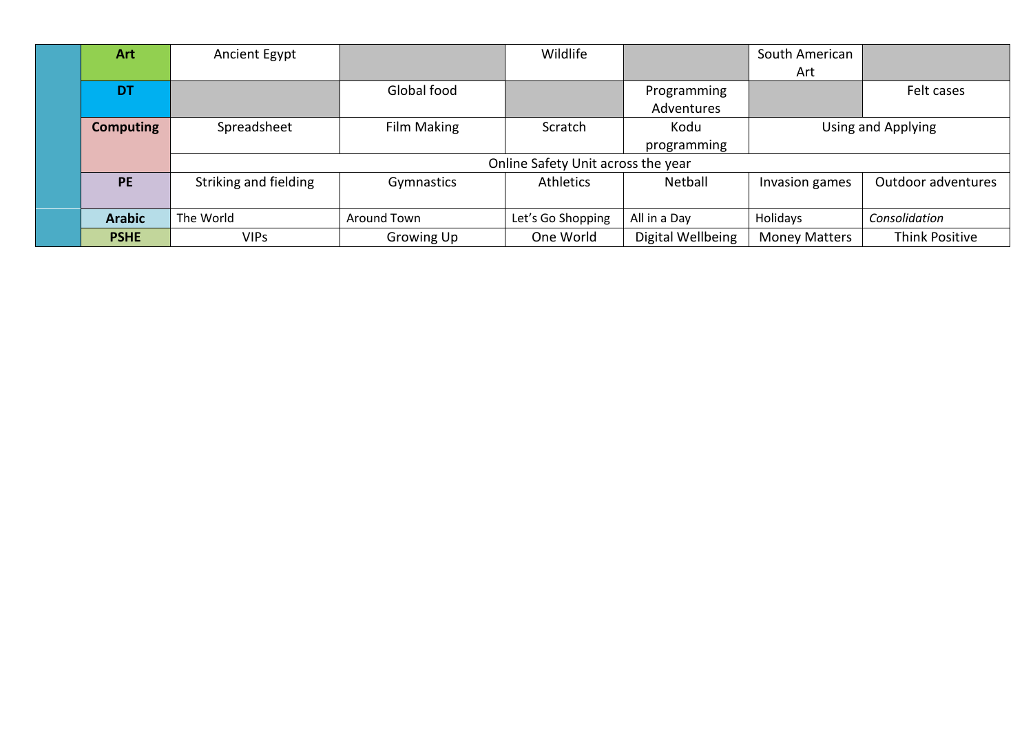| | | | | | | | |
|---|---|---|---|---|---|---|---|
| | **Art** | Ancient Egypt | | Wildlife | | South American Art | |
| | **DT** | | Global food | | Programming Adventures | | Felt cases |
| | **Computing** | Spreadsheet | Film Making | Scratch | Kodu programming | Using and Applying | |
| | | Online Safety Unit across the year | | | | | |
| | **PE** | Striking and fielding | Gymnastics | Athletics | Netball | Invasion games | Outdoor adventures |
| | **Arabic** | The World | Around Town | Let's Go Shopping | All in a Day | Holidays | *Consolidation* |
| | **PSHE** | VIPs | Growing Up | One World | Digital Wellbeing | Money Matters | Think Positive |